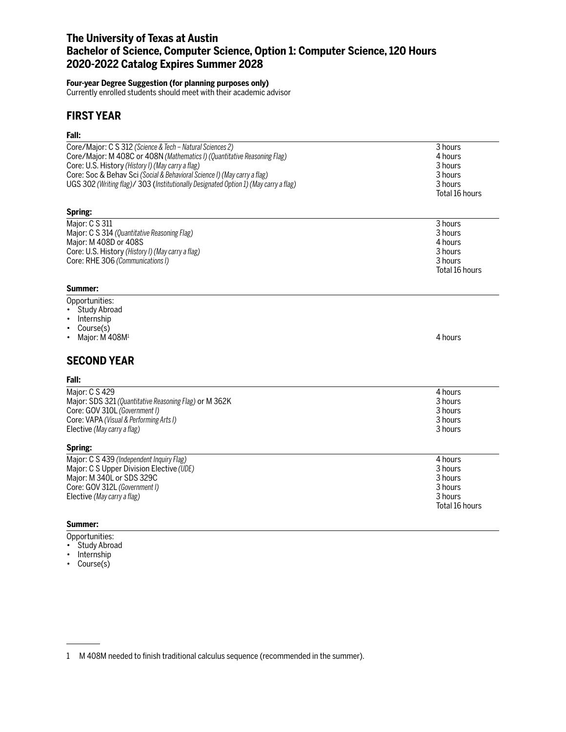# The University of Texas at Austin
# Bachelor of Science, Computer Science, Option 1: Computer Science, 120 Hours
# 2020-2022 Catalog Expires Summer 2028

**Four-year Degree Suggestion (for planning purposes only)**
Currently enrolled students should meet with their academic advisor

## FIRST YEAR

### Fall:

| | |
|---|---|
| Core/Major: C S 312 *(Science & Tech – Natural Sciences 2)* | 3 hours |
| Core/Major: M 408C or 408N *(Mathematics I) (Quantitative Reasoning Flag)* | 4 hours |
| Core: U.S. History *(History I) (May carry a flag)* | 3 hours |
| Core: Soc & Behav Sci *(Social & Behavioral Science I) (May carry a flag)* | 3 hours |
| UGS 302 *(Writing flag)*/ 303 (*Institutionally Designated Option 1) (May carry a flag)* | 3 hours |
| | Total 16 hours |

### Spring:

| | |
|---|---|
| Major: C S 311 | 3 hours |
| Major: C S 314 *(Quantitative Reasoning Flag)* | 3 hours |
| Major: M 408D or 408S | 4 hours |
| Core: U.S. History *(History I) (May carry a flag)* | 3 hours |
| Core: RHE 306 *(Communications I)* | 3 hours |
| | Total 16 hours |

### Summer:

Opportunities:

- Study Abroad
- Internship
- Course(s)
- Major: M 408M[1] — 4 hours

## SECOND YEAR

### Fall:

| | |
|---|---|
| Major: C S 429 | 4 hours |
| Major: SDS 321 *(Quantitative Reasoning Flag)* or M 362K | 3 hours |
| Core: GOV 310L *(Government I)* | 3 hours |
| Core: VAPA *(Visual & Performing Arts I)* | 3 hours |
| Elective *(May carry a flag)* | 3 hours |

### Spring:

| | |
|---|---|
| Major: C S 439 *(Independent Inquiry Flag)* | 4 hours |
| Major: C S Upper Division Elective *(UDE)* | 3 hours |
| Major: M 340L or SDS 329C | 3 hours |
| Core: GOV 312L *(Government I)* | 3 hours |
| Elective *(May carry a flag)* | 3 hours |
| | Total 16 hours |

### Summer:

Opportunities:

- Study Abroad
- Internship
- Course(s)

---

1 M 408M needed to finish traditional calculus sequence (recommended in the summer).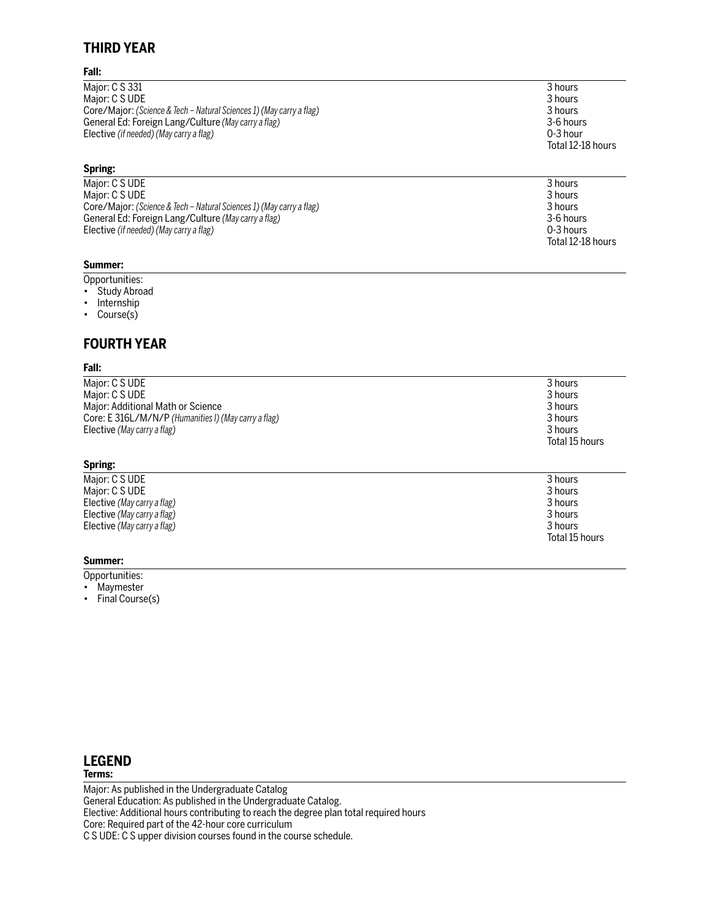## THIRD YEAR

**Fall:**

| | |
|---|---|
| Major: C S 331 | 3 hours |
| Major: C S UDE | 3 hours |
| Core/Major: *(Science & Tech – Natural Sciences 1) (May carry a flag)* | 3 hours |
| General Ed: Foreign Lang/Culture *(May carry a flag)* | 3-6 hours |
| Elective *(if needed) (May carry a flag)* | 0-3 hour |
| | Total 12-18 hours |

**Spring:**

| | |
|---|---|
| Major: C S UDE | 3 hours |
| Major: C S UDE | 3 hours |
| Core/Major: *(Science & Tech – Natural Sciences 1) (May carry a flag)* | 3 hours |
| General Ed: Foreign Lang/Culture *(May carry a flag)* | 3-6 hours |
| Elective *(if needed) (May carry a flag)* | 0-3 hours |
| | Total 12-18 hours |

**Summer:**

Opportunities:
- Study Abroad
- Internship
- Course(s)

## FOURTH YEAR

**Fall:**

| | |
|---|---|
| Major: C S UDE | 3 hours |
| Major: C S UDE | 3 hours |
| Major: Additional Math or Science | 3 hours |
| Core: E 316L/M/N/P *(Humanities I) (May carry a flag)* | 3 hours |
| Elective *(May carry a flag)* | 3 hours |
| | Total 15 hours |

**Spring:**

| | |
|---|---|
| Major: C S UDE | 3 hours |
| Major: C S UDE | 3 hours |
| Elective *(May carry a flag)* | 3 hours |
| Elective *(May carry a flag)* | 3 hours |
| Elective *(May carry a flag)* | 3 hours |
| | Total 15 hours |

**Summer:**

Opportunities:
- Maymester
- Final Course(s)

## LEGEND

**Terms:**

Major: As published in the Undergraduate Catalog
General Education: As published in the Undergraduate Catalog.
Elective: Additional hours contributing to reach the degree plan total required hours
Core: Required part of the 42-hour core curriculum
C S UDE: C S upper division courses found in the course schedule.